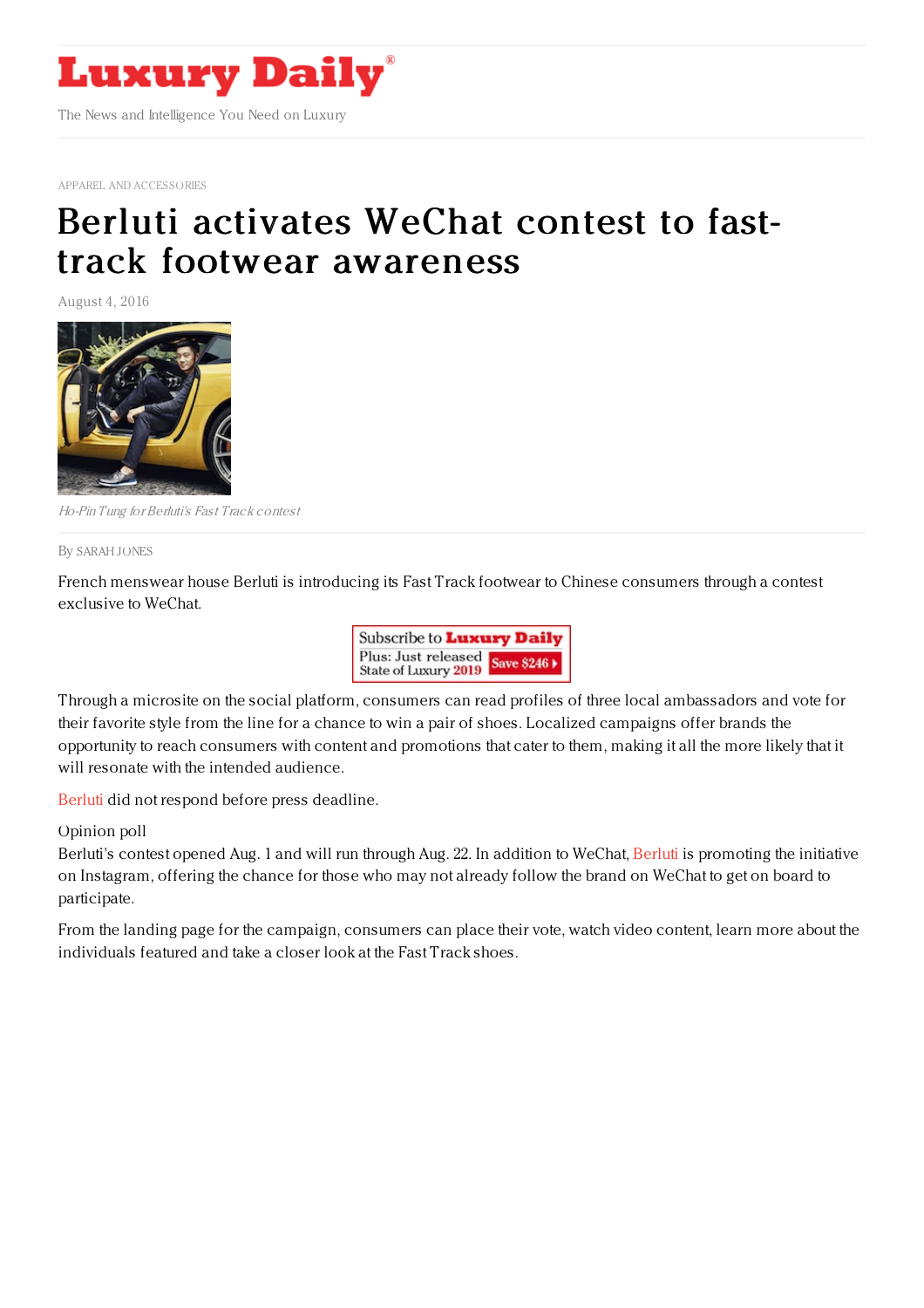APPAREL AND ACCESSORIES

# Berluti activates WeChat contest to fast-track footwear awareness

August 4, 2016

*Ho-Pin Tung for Berluti's Fast Track contest*

By SARAH JONES

French menswear house Berluti is introducing its Fast Track footwear to Chinese consumers through a contest exclusive to WeChat.

Through a microsite on the social platform, consumers can read profiles of three local ambassadors and vote for their favorite style from the line for a chance to win a pair of shoes. Localized campaigns offer brands the opportunity to reach consumers with content and promotions that cater to them, making it all the more likely that it will resonate with the intended audience.

Berluti did not respond before press deadline.

Opinion poll

Berluti's contest opened Aug. 1 and will run through Aug. 22. In addition to WeChat, Berluti is promoting the initiative on Instagram, offering the chance for those who may not already follow the brand on WeChat to get on board to participate.

From the landing page for the campaign, consumers can place their vote, watch video content, learn more about the individuals featured and take a closer look at the Fast Track shoes.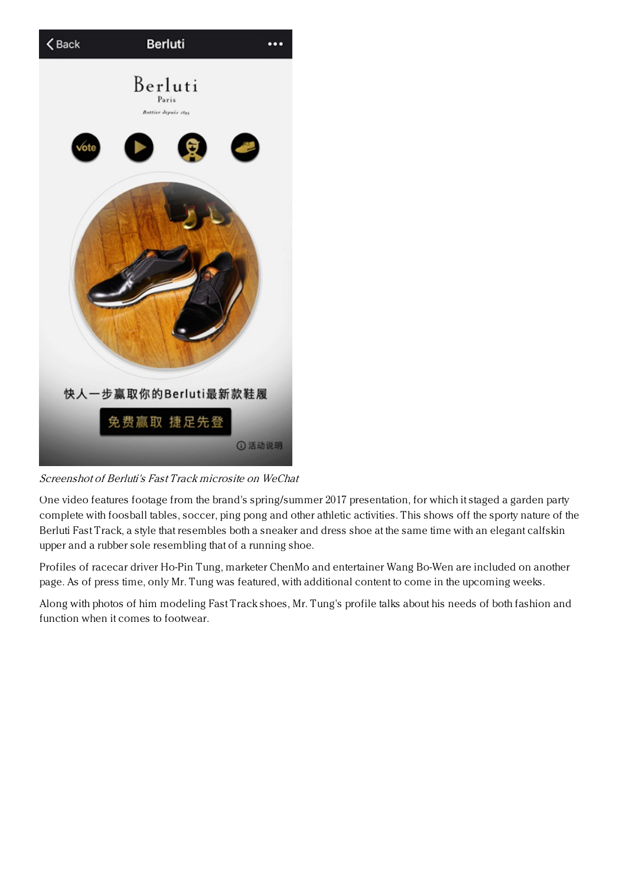*Screenshot of Berluti's Fast Track microsite on WeChat*

One video features footage from the brand's spring/summer 2017 presentation, for which it staged a garden party complete with foosball tables, soccer, ping pong and other athletic activities. This shows off the sporty nature of the Berluti Fast Track, a style that resembles both a sneaker and dress shoe at the same time with an elegant calfskin upper and a rubber sole resembling that of a running shoe.

Profiles of racecar driver Ho-Pin Tung, marketer ChenMo and entertainer Wang Bo-Wen are included on another page. As of press time, only Mr. Tung was featured, with additional content to come in the upcoming weeks.

Along with photos of him modeling Fast Track shoes, Mr. Tung's profile talks about his needs of both fashion and function when it comes to footwear.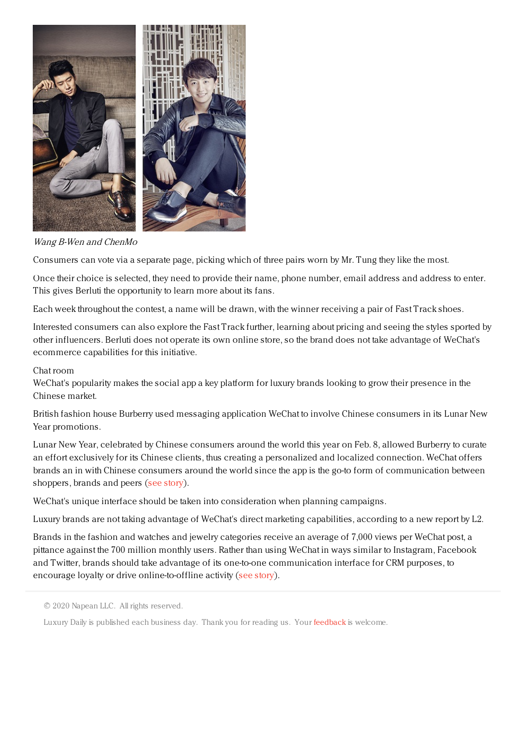*Wang B-Wen and ChenMo*

Consumers can vote via a separate page, picking which of three pairs worn by Mr. Tung they like the most.

Once their choice is selected, they need to provide their name, phone number, email address and address to enter. This gives Berluti the opportunity to learn more about its fans.

Each week throughout the contest, a name will be drawn, with the winner receiving a pair of Fast Track shoes.

Interested consumers can also explore the Fast Track further, learning about pricing and seeing the styles sported by other influencers. Berluti does not operate its own online store, so the brand does not take advantage of WeChat's ecommerce capabilities for this initiative.

Chat room

WeChat's popularity makes the social app a key platform for luxury brands looking to grow their presence in the Chinese market.

British fashion house Burberry used messaging application WeChat to involve Chinese consumers in its Lunar New Year promotions.

Lunar New Year, celebrated by Chinese consumers around the world this year on Feb. 8, allowed Burberry to curate an effort exclusively for its Chinese clients, thus creating a personalized and localized connection. WeChat offers brands an in with Chinese consumers around the world since the app is the go-to form of communication between shoppers, brands and peers (see story).

WeChat's unique interface should be taken into consideration when planning campaigns.

Luxury brands are not taking advantage of WeChat's direct marketing capabilities, according to a new report by L2.

Brands in the fashion and watches and jewelry categories receive an average of 7,000 views per WeChat post, a pittance against the 700 million monthly users. Rather than using WeChat in ways similar to Instagram, Facebook and Twitter, brands should take advantage of its one-to-one communication interface for CRM purposes, to encourage loyalty or drive online-to-offline activity (see story).

© 2020 Napean LLC. All rights reserved.

Luxury Daily is published each business day. Thank you for reading us. Your feedback is welcome.